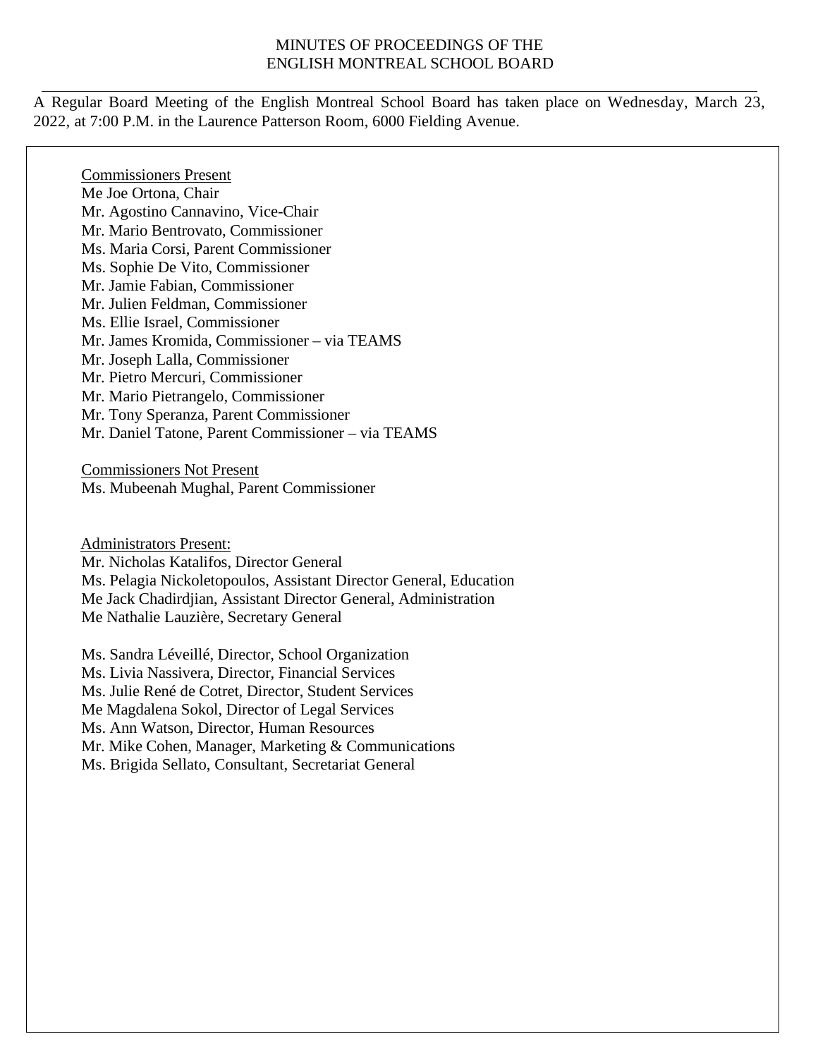MINUTES OF PROCEEDINGS OF THE
ENGLISH MONTREAL SCHOOL BOARD

---

A Regular Board Meeting of the English Montreal School Board has taken place on Wednesday, March 23, 2022, at 7:00 P.M. in the Laurence Patterson Room, 6000 Fielding Avenue.

Commissioners Present
Me Joe Ortona, Chair
Mr. Agostino Cannavino, Vice-Chair
Mr. Mario Bentrovato, Commissioner
Ms. Maria Corsi, Parent Commissioner
Ms. Sophie De Vito, Commissioner
Mr. Jamie Fabian, Commissioner
Mr. Julien Feldman, Commissioner
Ms. Ellie Israel, Commissioner
Mr. James Kromida, Commissioner – via TEAMS
Mr. Joseph Lalla, Commissioner
Mr. Pietro Mercuri, Commissioner
Mr. Mario Pietrangelo, Commissioner
Mr. Tony Speranza, Parent Commissioner
Mr. Daniel Tatone, Parent Commissioner – via TEAMS

Commissioners Not Present
Ms. Mubeenah Mughal, Parent Commissioner

Administrators Present:
Mr. Nicholas Katalifos, Director General
Ms. Pelagia Nickoletopoulos, Assistant Director General, Education
Me Jack Chadirdjian, Assistant Director General, Administration
Me Nathalie Lauzière, Secretary General

Ms. Sandra Léveillé, Director, School Organization
Ms. Livia Nassivera, Director, Financial Services
Ms. Julie René de Cotret, Director, Student Services
Me Magdalena Sokol, Director of Legal Services
Ms. Ann Watson, Director, Human Resources
Mr. Mike Cohen, Manager, Marketing & Communications
Ms. Brigida Sellato, Consultant, Secretariat General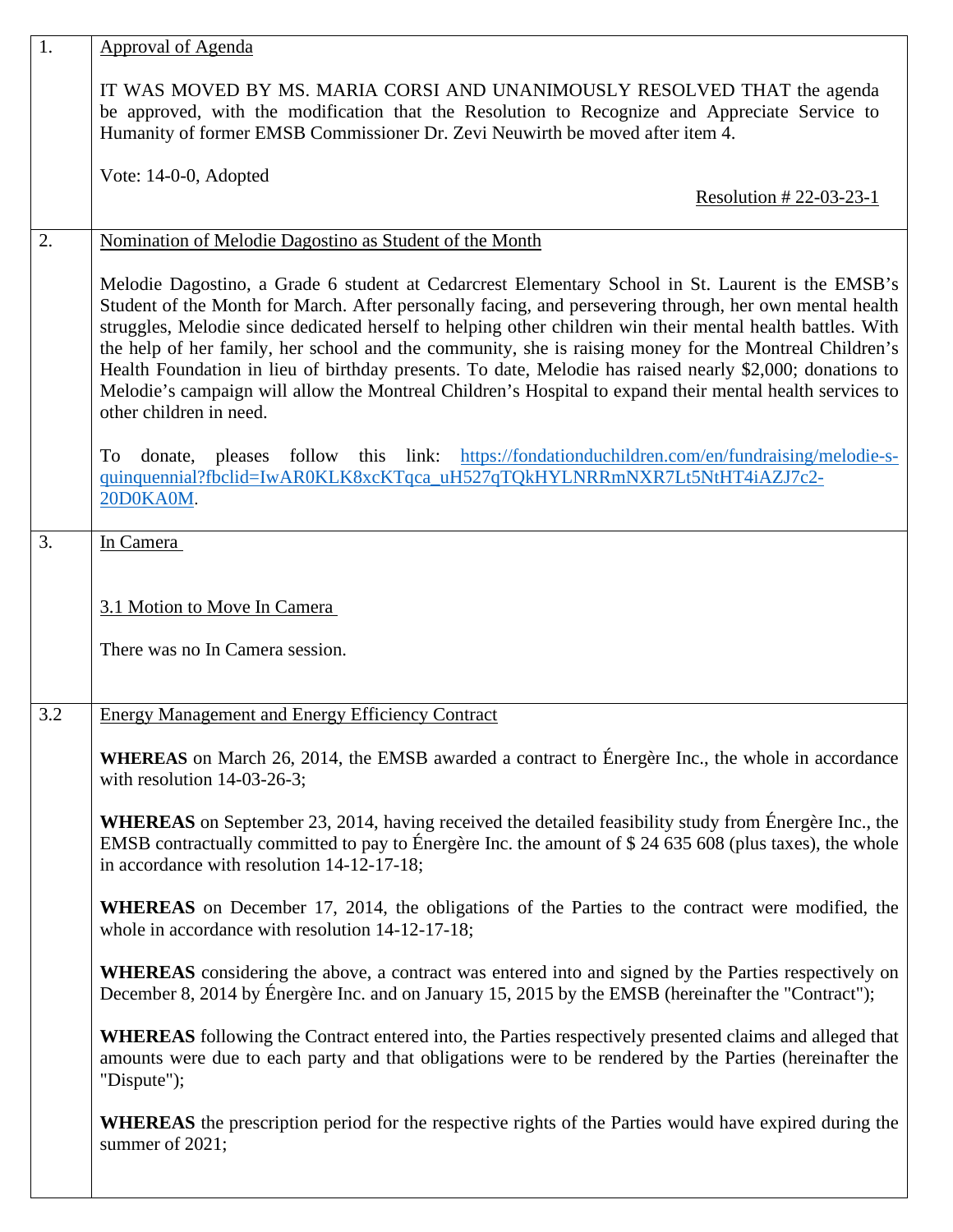| | |
|---|---|
| 1. | Approval of Agenda<br><br>IT WAS MOVED BY MS. MARIA CORSI AND UNANIMOUSLY RESOLVED THAT the agenda be approved, with the modification that the Resolution to Recognize and Appreciate Service to Humanity of former EMSB Commissioner Dr. Zevi Neuwirth be moved after item 4.<br><br>Vote: 14-0-0, Adopted<br><br>Resolution # 22-03-23-1 |
| 2. | Nomination of Melodie Dagostino as Student of the Month<br><br>Melodie Dagostino, a Grade 6 student at Cedarcrest Elementary School in St. Laurent is the EMSB's Student of the Month for March. After personally facing, and persevering through, her own mental health struggles, Melodie since dedicated herself to helping other children win their mental health battles. With the help of her family, her school and the community, she is raising money for the Montreal Children's Health Foundation in lieu of birthday presents. To date, Melodie has raised nearly $2,000; donations to Melodie's campaign will allow the Montreal Children's Hospital to expand their mental health services to other children in need.<br><br>To donate, pleases follow this link: https://fondationduchildren.com/en/fundraising/melodie-s-quinquennial?fbclid=IwAR0KLK8xcKTqca_uH527qTQkHYLNRRmNXR7Lt5NtHT4iAZJ7c2-20D0KA0M. |
| 3. | In Camera<br><br>3.1 Motion to Move In Camera<br><br>There was no In Camera session. |
| 3.2 | Energy Management and Energy Efficiency Contract<br><br>**WHEREAS** on March 26, 2014, the EMSB awarded a contract to Énergère Inc., the whole in accordance with resolution 14-03-26-3;<br><br>**WHEREAS** on September 23, 2014, having received the detailed feasibility study from Énergère Inc., the EMSB contractually committed to pay to Énergère Inc. the amount of $ 24 635 608 (plus taxes), the whole in accordance with resolution 14-12-17-18;<br><br>**WHEREAS** on December 17, 2014, the obligations of the Parties to the contract were modified, the whole in accordance with resolution 14-12-17-18;<br><br>**WHEREAS** considering the above, a contract was entered into and signed by the Parties respectively on December 8, 2014 by Énergère Inc. and on January 15, 2015 by the EMSB (hereinafter the "Contract");<br><br>**WHEREAS** following the Contract entered into, the Parties respectively presented claims and alleged that amounts were due to each party and that obligations were to be rendered by the Parties (hereinafter the "Dispute");<br><br>**WHEREAS** the prescription period for the respective rights of the Parties would have expired during the summer of 2021; |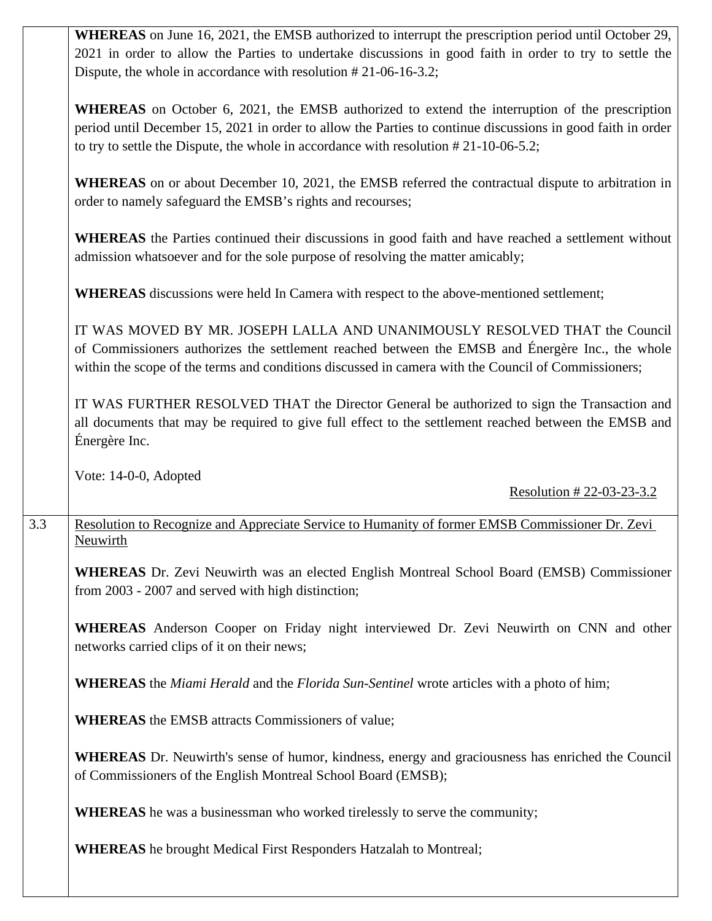**WHEREAS** on June 16, 2021, the EMSB authorized to interrupt the prescription period until October 29, 2021 in order to allow the Parties to undertake discussions in good faith in order to try to settle the Dispute, the whole in accordance with resolution # 21-06-16-3.2;

**WHEREAS** on October 6, 2021, the EMSB authorized to extend the interruption of the prescription period until December 15, 2021 in order to allow the Parties to continue discussions in good faith in order to try to settle the Dispute, the whole in accordance with resolution # 21-10-06-5.2;

**WHEREAS** on or about December 10, 2021, the EMSB referred the contractual dispute to arbitration in order to namely safeguard the EMSB's rights and recourses;

**WHEREAS** the Parties continued their discussions in good faith and have reached a settlement without admission whatsoever and for the sole purpose of resolving the matter amicably;

**WHEREAS** discussions were held In Camera with respect to the above-mentioned settlement;

IT WAS MOVED BY MR. JOSEPH LALLA AND UNANIMOUSLY RESOLVED THAT the Council of Commissioners authorizes the settlement reached between the EMSB and Énergère Inc., the whole within the scope of the terms and conditions discussed in camera with the Council of Commissioners;

IT WAS FURTHER RESOLVED THAT the Director General be authorized to sign the Transaction and all documents that may be required to give full effect to the settlement reached between the EMSB and Énergère Inc.

Vote: 14-0-0, Adopted

Resolution # 22-03-23-3.2

3.3 Resolution to Recognize and Appreciate Service to Humanity of former EMSB Commissioner Dr. Zevi Neuwirth

**WHEREAS** Dr. Zevi Neuwirth was an elected English Montreal School Board (EMSB) Commissioner from 2003 - 2007 and served with high distinction;

**WHEREAS** Anderson Cooper on Friday night interviewed Dr. Zevi Neuwirth on CNN and other networks carried clips of it on their news;

**WHEREAS** the *Miami Herald* and the *Florida Sun-Sentinel* wrote articles with a photo of him;

**WHEREAS** the EMSB attracts Commissioners of value;

**WHEREAS** Dr. Neuwirth's sense of humor, kindness, energy and graciousness has enriched the Council of Commissioners of the English Montreal School Board (EMSB);

**WHEREAS** he was a businessman who worked tirelessly to serve the community;

**WHEREAS** he brought Medical First Responders Hatzalah to Montreal;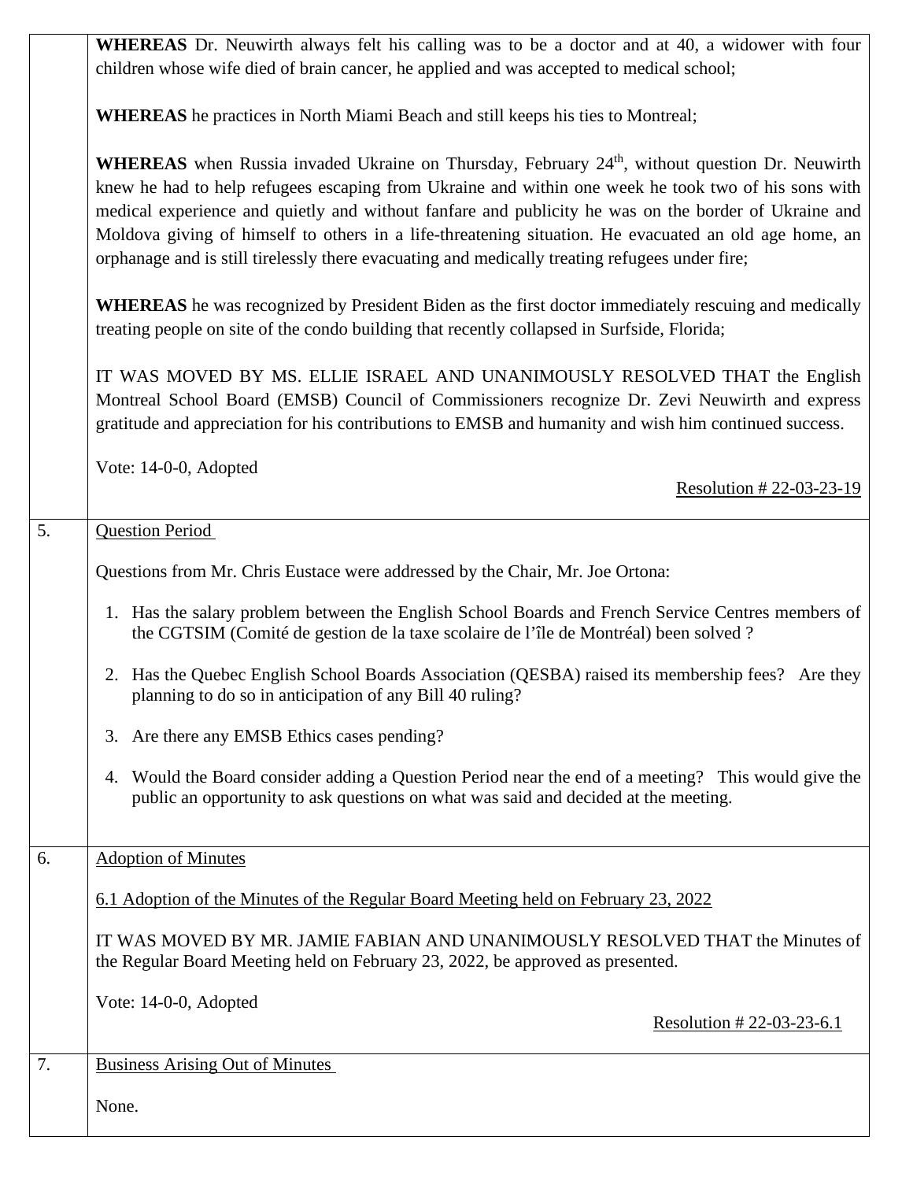| | |
|---|---|
| | **WHEREAS** Dr. Neuwirth always felt his calling was to be a doctor and at 40, a widower with four children whose wife died of brain cancer, he applied and was accepted to medical school;<br><br>**WHEREAS** he practices in North Miami Beach and still keeps his ties to Montreal;<br><br>**WHEREAS** when Russia invaded Ukraine on Thursday, February 24th, without question Dr. Neuwirth knew he had to help refugees escaping from Ukraine and within one week he took two of his sons with medical experience and quietly and without fanfare and publicity he was on the border of Ukraine and Moldova giving of himself to others in a life-threatening situation. He evacuated an old age home, an orphanage and is still tirelessly there evacuating and medically treating refugees under fire;<br><br>**WHEREAS** he was recognized by President Biden as the first doctor immediately rescuing and medically treating people on site of the condo building that recently collapsed in Surfside, Florida;<br><br>IT WAS MOVED BY MS. ELLIE ISRAEL AND UNANIMOUSLY RESOLVED THAT the English Montreal School Board (EMSB) Council of Commissioners recognize Dr. Zevi Neuwirth and express gratitude and appreciation for his contributions to EMSB and humanity and wish him continued success.<br><br>Vote: 14-0-0, Adopted<br><br>Resolution # 22-03-23-19 |
| 5. | Question Period<br><br>Questions from Mr. Chris Eustace were addressed by the Chair, Mr. Joe Ortona:<br><br>1. Has the salary problem between the English School Boards and French Service Centres members of the CGTSIM (Comité de gestion de la taxe scolaire de l'île de Montréal) been solved ?<br>2. Has the Quebec English School Boards Association (QESBA) raised its membership fees? Are they planning to do so in anticipation of any Bill 40 ruling?<br>3. Are there any EMSB Ethics cases pending?<br>4. Would the Board consider adding a Question Period near the end of a meeting? This would give the public an opportunity to ask questions on what was said and decided at the meeting. |
| 6. | Adoption of Minutes<br><br>6.1 Adoption of the Minutes of the Regular Board Meeting held on February 23, 2022<br><br>IT WAS MOVED BY MR. JAMIE FABIAN AND UNANIMOUSLY RESOLVED THAT the Minutes of the Regular Board Meeting held on February 23, 2022, be approved as presented.<br><br>Vote: 14-0-0, Adopted<br><br>Resolution # 22-03-23-6.1 |
| 7. | Business Arising Out of Minutes<br><br>None. |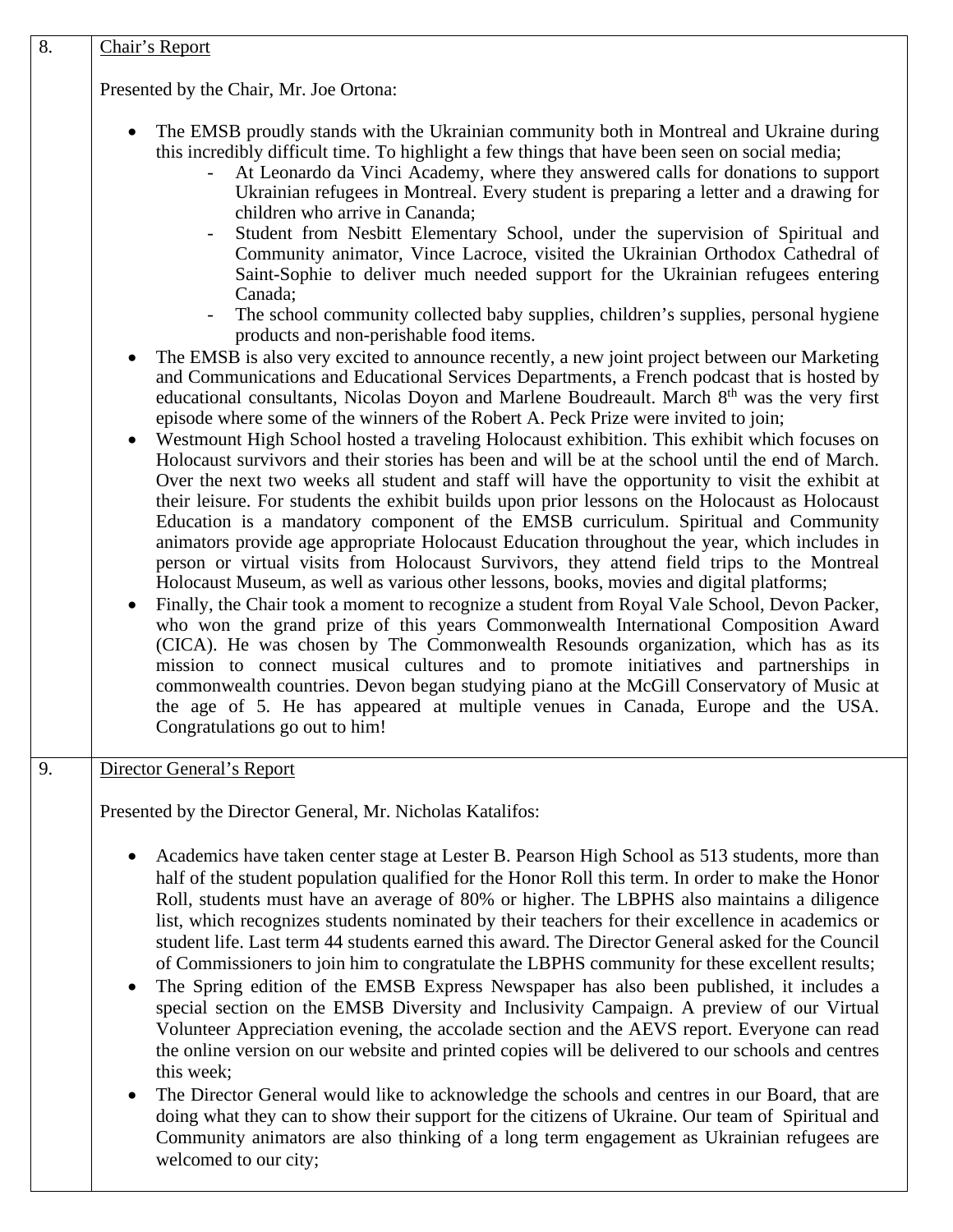| | |
|---|---|
| 8. | <u>Chair's Report</u><br><br>Presented by the Chair, Mr. Joe Ortona:<br><br>• The EMSB proudly stands with the Ukrainian community both in Montreal and Ukraine during this incredibly difficult time. To highlight a few things that have been seen on social media;<br>  - At Leonardo da Vinci Academy, where they answered calls for donations to support Ukrainian refugees in Montreal. Every student is preparing a letter and a drawing for children who arrive in Cananda;<br>  - Student from Nesbitt Elementary School, under the supervision of Spiritual and Community animator, Vince Lacroce, visited the Ukrainian Orthodox Cathedral of Saint-Sophie to deliver much needed support for the Ukrainian refugees entering Canada;<br>  - The school community collected baby supplies, children's supplies, personal hygiene products and non-perishable food items.<br>• The EMSB is also very excited to announce recently, a new joint project between our Marketing and Communications and Educational Services Departments, a French podcast that is hosted by educational consultants, Nicolas Doyon and Marlene Boudreault. March 8th was the very first episode where some of the winners of the Robert A. Peck Prize were invited to join;<br>• Westmount High School hosted a traveling Holocaust exhibition. This exhibit which focuses on Holocaust survivors and their stories has been and will be at the school until the end of March. Over the next two weeks all student and staff will have the opportunity to visit the exhibit at their leisure. For students the exhibit builds upon prior lessons on the Holocaust as Holocaust Education is a mandatory component of the EMSB curriculum. Spiritual and Community animators provide age appropriate Holocaust Education throughout the year, which includes in person or virtual visits from Holocaust Survivors, they attend field trips to the Montreal Holocaust Museum, as well as various other lessons, books, movies and digital platforms;<br>• Finally, the Chair took a moment to recognize a student from Royal Vale School, Devon Packer, who won the grand prize of this years Commonwealth International Composition Award (CICA). He was chosen by The Commonwealth Resounds organization, which has as its mission to connect musical cultures and to promote initiatives and partnerships in commonwealth countries. Devon began studying piano at the McGill Conservatory of Music at the age of 5. He has appeared at multiple venues in Canada, Europe and the USA. Congratulations go out to him! |
| 9. | <u>Director General's Report</u><br><br>Presented by the Director General, Mr. Nicholas Katalifos:<br><br>• Academics have taken center stage at Lester B. Pearson High School as 513 students, more than half of the student population qualified for the Honor Roll this term. In order to make the Honor Roll, students must have an average of 80% or higher. The LBPHS also maintains a diligence list, which recognizes students nominated by their teachers for their excellence in academics or student life. Last term 44 students earned this award. The Director General asked for the Council of Commissioners to join him to congratulate the LBPHS community for these excellent results;<br>• The Spring edition of the EMSB Express Newspaper has also been published, it includes a special section on the EMSB Diversity and Inclusivity Campaign. A preview of our Virtual Volunteer Appreciation evening, the accolade section and the AEVS report. Everyone can read the online version on our website and printed copies will be delivered to our schools and centres this week;<br>• The Director General would like to acknowledge the schools and centres in our Board, that are doing what they can to show their support for the citizens of Ukraine. Our team of Spiritual and Community animators are also thinking of a long term engagement as Ukrainian refugees are welcomed to our city; |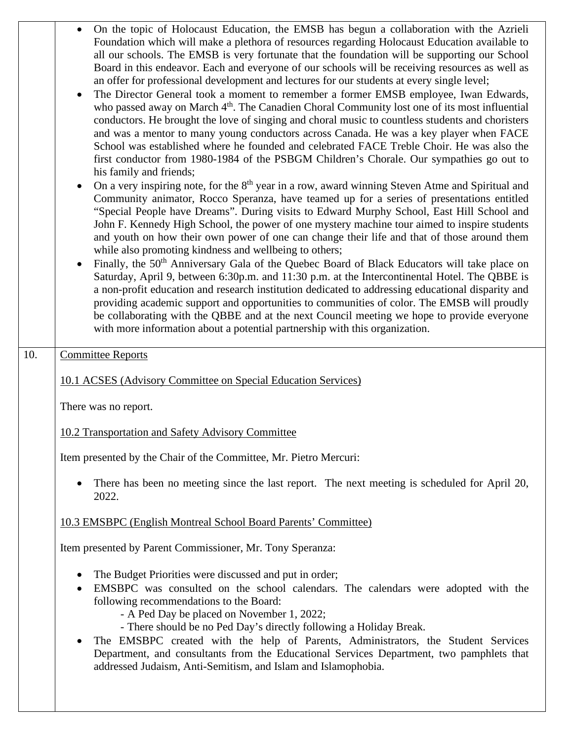- On the topic of Holocaust Education, the EMSB has begun a collaboration with the Azrieli Foundation which will make a plethora of resources regarding Holocaust Education available to all our schools. The EMSB is very fortunate that the foundation will be supporting our School Board in this endeavor. Each and everyone of our schools will be receiving resources as well as an offer for professional development and lectures for our students at every single level;
- The Director General took a moment to remember a former EMSB employee, Iwan Edwards, who passed away on March 4th. The Canadien Choral Community lost one of its most influential conductors. He brought the love of singing and choral music to countless students and choristers and was a mentor to many young conductors across Canada. He was a key player when FACE School was established where he founded and celebrated FACE Treble Choir. He was also the first conductor from 1980-1984 of the PSBGM Children's Chorale. Our sympathies go out to his family and friends;
- On a very inspiring note, for the 8th year in a row, award winning Steven Atme and Spiritual and Community animator, Rocco Speranza, have teamed up for a series of presentations entitled "Special People have Dreams". During visits to Edward Murphy School, East Hill School and John F. Kennedy High School, the power of one mystery machine tour aimed to inspire students and youth on how their own power of one can change their life and that of those around them while also promoting kindness and wellbeing to others;
- Finally, the 50th Anniversary Gala of the Quebec Board of Black Educators will take place on Saturday, April 9, between 6:30p.m. and 11:30 p.m. at the Intercontinental Hotel. The QBBE is a non-profit education and research institution dedicated to addressing educational disparity and providing academic support and opportunities to communities of color. The EMSB will proudly be collaborating with the QBBE and at the next Council meeting we hope to provide everyone with more information about a potential partnership with this organization.

10. Committee Reports

10.1 ACSES (Advisory Committee on Special Education Services)

There was no report.

10.2 Transportation and Safety Advisory Committee

Item presented by the Chair of the Committee, Mr. Pietro Mercuri:

- There has been no meeting since the last report. The next meeting is scheduled for April 20, 2022.

10.3 EMSBPC (English Montreal School Board Parents' Committee)

Item presented by Parent Commissioner, Mr. Tony Speranza:

- The Budget Priorities were discussed and put in order;
- EMSBPC was consulted on the school calendars. The calendars were adopted with the following recommendations to the Board:
  - A Ped Day be placed on November 1, 2022;
  - There should be no Ped Day's directly following a Holiday Break.
- The EMSBPC created with the help of Parents, Administrators, the Student Services Department, and consultants from the Educational Services Department, two pamphlets that addressed Judaism, Anti-Semitism, and Islam and Islamophobia.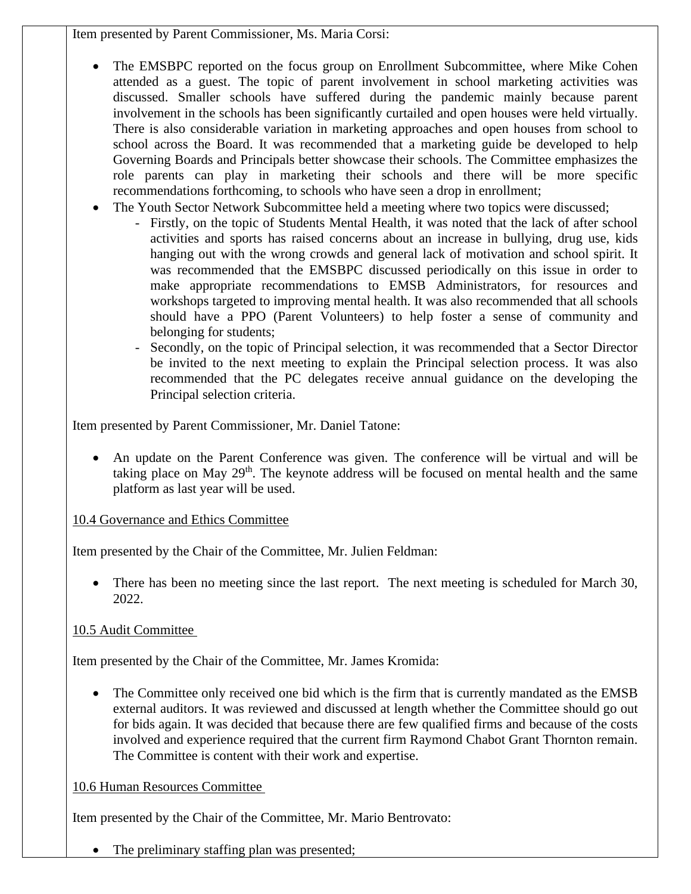Item presented by Parent Commissioner, Ms. Maria Corsi:

- The EMSBPC reported on the focus group on Enrollment Subcommittee, where Mike Cohen attended as a guest. The topic of parent involvement in school marketing activities was discussed. Smaller schools have suffered during the pandemic mainly because parent involvement in the schools has been significantly curtailed and open houses were held virtually. There is also considerable variation in marketing approaches and open houses from school to school across the Board. It was recommended that a marketing guide be developed to help Governing Boards and Principals better showcase their schools. The Committee emphasizes the role parents can play in marketing their schools and there will be more specific recommendations forthcoming, to schools who have seen a drop in enrollment;
- The Youth Sector Network Subcommittee held a meeting where two topics were discussed;
  - Firstly, on the topic of Students Mental Health, it was noted that the lack of after school activities and sports has raised concerns about an increase in bullying, drug use, kids hanging out with the wrong crowds and general lack of motivation and school spirit. It was recommended that the EMSBPC discussed periodically on this issue in order to make appropriate recommendations to EMSB Administrators, for resources and workshops targeted to improving mental health. It was also recommended that all schools should have a PPO (Parent Volunteers) to help foster a sense of community and belonging for students;
  - Secondly, on the topic of Principal selection, it was recommended that a Sector Director be invited to the next meeting to explain the Principal selection process. It was also recommended that the PC delegates receive annual guidance on the developing the Principal selection criteria.

Item presented by Parent Commissioner, Mr. Daniel Tatone:

- An update on the Parent Conference was given. The conference will be virtual and will be taking place on May 29th. The keynote address will be focused on mental health and the same platform as last year will be used.

10.4 Governance and Ethics Committee

Item presented by the Chair of the Committee, Mr. Julien Feldman:

- There has been no meeting since the last report. The next meeting is scheduled for March 30, 2022.

10.5 Audit Committee

Item presented by the Chair of the Committee, Mr. James Kromida:

- The Committee only received one bid which is the firm that is currently mandated as the EMSB external auditors. It was reviewed and discussed at length whether the Committee should go out for bids again. It was decided that because there are few qualified firms and because of the costs involved and experience required that the current firm Raymond Chabot Grant Thornton remain. The Committee is content with their work and expertise.

10.6 Human Resources Committee

Item presented by the Chair of the Committee, Mr. Mario Bentrovato:

- The preliminary staffing plan was presented;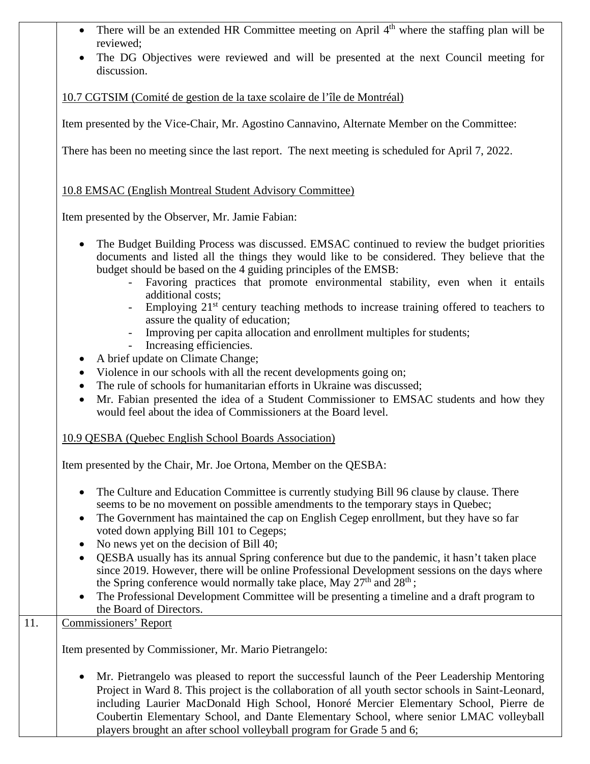| | |
|---|---|
| | • There will be an extended HR Committee meeting on April 4th where the staffing plan will be reviewed;<br>• The DG Objectives were reviewed and will be presented at the next Council meeting for discussion.<br><br><u>10.7 CGTSIM (Comité de gestion de la taxe scolaire de l'île de Montréal)</u><br><br>Item presented by the Vice-Chair, Mr. Agostino Cannavino, Alternate Member on the Committee:<br><br>There has been no meeting since the last report. The next meeting is scheduled for April 7, 2022.<br><br><u>10.8 EMSAC (English Montreal Student Advisory Committee)</u><br><br>Item presented by the Observer, Mr. Jamie Fabian:<br><br>• The Budget Building Process was discussed. EMSAC continued to review the budget priorities documents and listed all the things they would like to be considered. They believe that the budget should be based on the 4 guiding principles of the EMSB:<br>  - Favoring practices that promote environmental stability, even when it entails additional costs;<br>  - Employing 21st century teaching methods to increase training offered to teachers to assure the quality of education;<br>  - Improving per capita allocation and enrollment multiples for students;<br>  - Increasing efficiencies.<br>• A brief update on Climate Change;<br>• Violence in our schools with all the recent developments going on;<br>• The rule of schools for humanitarian efforts in Ukraine was discussed;<br>• Mr. Fabian presented the idea of a Student Commissioner to EMSAC students and how they would feel about the idea of Commissioners at the Board level.<br><br><u>10.9 QESBA (Quebec English School Boards Association)</u><br><br>Item presented by the Chair, Mr. Joe Ortona, Member on the QESBA:<br><br>• The Culture and Education Committee is currently studying Bill 96 clause by clause. There seems to be no movement on possible amendments to the temporary stays in Quebec;<br>• The Government has maintained the cap on English Cegep enrollment, but they have so far voted down applying Bill 101 to Cegeps;<br>• No news yet on the decision of Bill 40;<br>• QESBA usually has its annual Spring conference but due to the pandemic, it hasn't taken place since 2019. However, there will be online Professional Development sessions on the days where the Spring conference would normally take place, May 27th and 28th ;<br>• The Professional Development Committee will be presenting a timeline and a draft program to the Board of Directors. |
| 11. | <u>Commissioners' Report</u><br><br>Item presented by Commissioner, Mr. Mario Pietrangelo:<br><br>• Mr. Pietrangelo was pleased to report the successful launch of the Peer Leadership Mentoring Project in Ward 8. This project is the collaboration of all youth sector schools in Saint-Leonard, including Laurier MacDonald High School, Honoré Mercier Elementary School, Pierre de Coubertin Elementary School, and Dante Elementary School, where senior LMAC volleyball players brought an after school volleyball program for Grade 5 and 6; |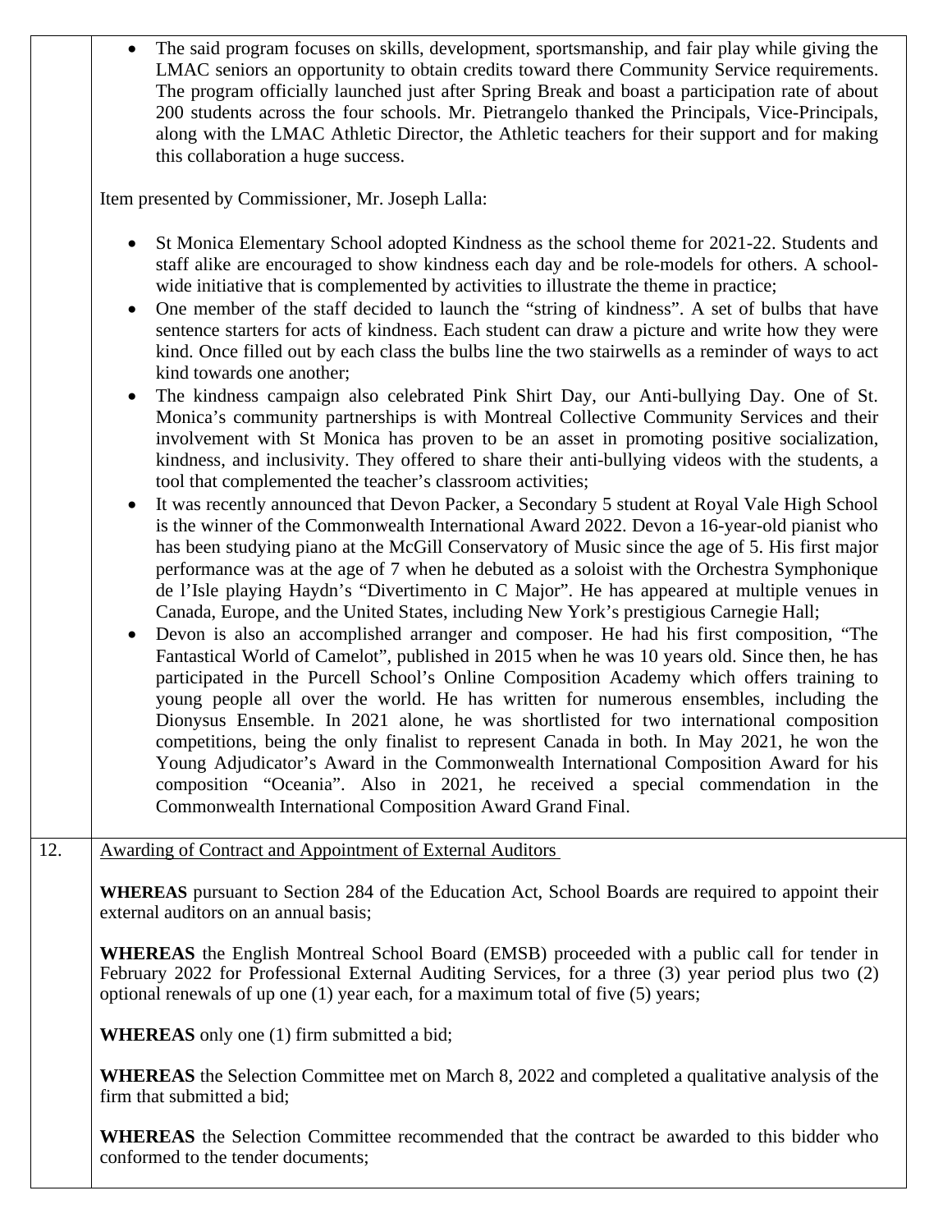|  |  |
|---|---|
|  | • The said program focuses on skills, development, sportsmanship, and fair play while giving the LMAC seniors an opportunity to obtain credits toward there Community Service requirements. The program officially launched just after Spring Break and boast a participation rate of about 200 students across the four schools. Mr. Pietrangelo thanked the Principals, Vice-Principals, along with the LMAC Athletic Director, the Athletic teachers for their support and for making this collaboration a huge success.<br><br>Item presented by Commissioner, Mr. Joseph Lalla:<br><br>• St Monica Elementary School adopted Kindness as the school theme for 2021-22. Students and staff alike are encouraged to show kindness each day and be role-models for others. A school-wide initiative that is complemented by activities to illustrate the theme in practice;<br>• One member of the staff decided to launch the "string of kindness". A set of bulbs that have sentence starters for acts of kindness. Each student can draw a picture and write how they were kind. Once filled out by each class the bulbs line the two stairwells as a reminder of ways to act kind towards one another;<br>• The kindness campaign also celebrated Pink Shirt Day, our Anti-bullying Day. One of St. Monica's community partnerships is with Montreal Collective Community Services and their involvement with St Monica has proven to be an asset in promoting positive socialization, kindness, and inclusivity. They offered to share their anti-bullying videos with the students, a tool that complemented the teacher's classroom activities;<br>• It was recently announced that Devon Packer, a Secondary 5 student at Royal Vale High School is the winner of the Commonwealth International Award 2022. Devon a 16-year-old pianist who has been studying piano at the McGill Conservatory of Music since the age of 5. His first major performance was at the age of 7 when he debuted as a soloist with the Orchestra Symphonique de l'Isle playing Haydn's "Divertimento in C Major". He has appeared at multiple venues in Canada, Europe, and the United States, including New York's prestigious Carnegie Hall;<br>• Devon is also an accomplished arranger and composer. He had his first composition, "The Fantastical World of Camelot", published in 2015 when he was 10 years old. Since then, he has participated in the Purcell School's Online Composition Academy which offers training to young people all over the world. He has written for numerous ensembles, including the Dionysus Ensemble. In 2021 alone, he was shortlisted for two international composition competitions, being the only finalist to represent Canada in both. In May 2021, he won the Young Adjudicator's Award in the Commonwealth International Composition Award for his composition "Oceania". Also in 2021, he received a special commendation in the Commonwealth International Composition Award Grand Final. |
| 12. | <u>Awarding of Contract and Appointment of External Auditors</u><br><br>**WHEREAS** pursuant to Section 284 of the Education Act, School Boards are required to appoint their external auditors on an annual basis;<br><br>**WHEREAS** the English Montreal School Board (EMSB) proceeded with a public call for tender in February 2022 for Professional External Auditing Services, for a three (3) year period plus two (2) optional renewals of up one (1) year each, for a maximum total of five (5) years;<br><br>**WHEREAS** only one (1) firm submitted a bid;<br><br>**WHEREAS** the Selection Committee met on March 8, 2022 and completed a qualitative analysis of the firm that submitted a bid;<br><br>**WHEREAS** the Selection Committee recommended that the contract be awarded to this bidder who conformed to the tender documents; |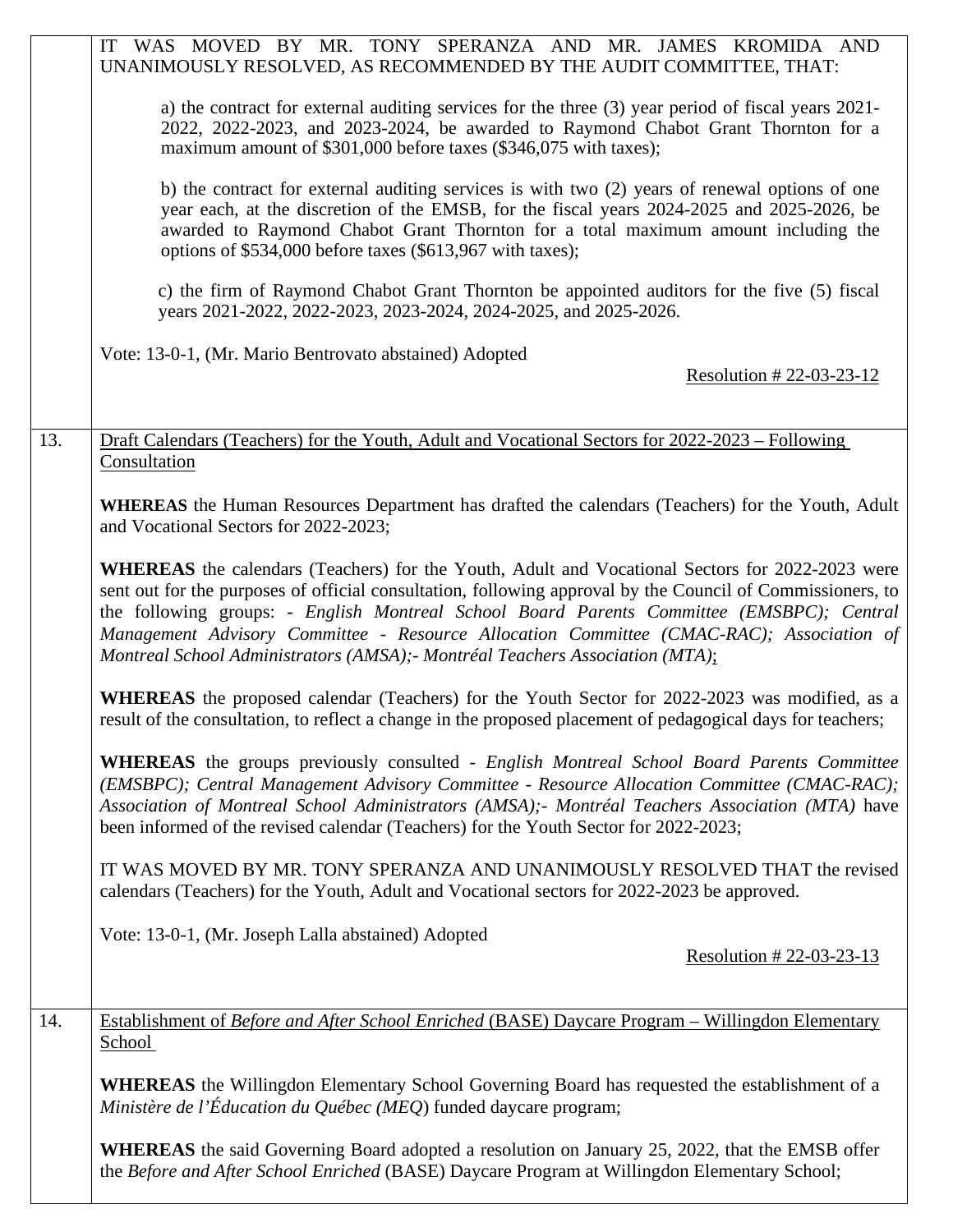| | |
|---|---|
| | IT WAS MOVED BY MR. TONY SPERANZA AND MR. JAMES KROMIDA AND UNANIMOUSLY RESOLVED, AS RECOMMENDED BY THE AUDIT COMMITTEE, THAT:<br><br>a) the contract for external auditing services for the three (3) year period of fiscal years 2021-2022, 2022-2023, and 2023-2024, be awarded to Raymond Chabot Grant Thornton for a maximum amount of $301,000 before taxes ($346,075 with taxes);<br><br>b) the contract for external auditing services is with two (2) years of renewal options of one year each, at the discretion of the EMSB, for the fiscal years 2024-2025 and 2025-2026, be awarded to Raymond Chabot Grant Thornton for a total maximum amount including the options of $534,000 before taxes ($613,967 with taxes);<br><br>c) the firm of Raymond Chabot Grant Thornton be appointed auditors for the five (5) fiscal years 2021-2022, 2022-2023, 2023-2024, 2024-2025, and 2025-2026.<br><br>Vote: 13-0-1, (Mr. Mario Bentrovato abstained) Adopted<br><br>Resolution # 22-03-23-12 |
| 13. | Draft Calendars (Teachers) for the Youth, Adult and Vocational Sectors for 2022-2023 – Following Consultation<br><br>**WHEREAS** the Human Resources Department has drafted the calendars (Teachers) for the Youth, Adult and Vocational Sectors for 2022-2023;<br><br>**WHEREAS** the calendars (Teachers) for the Youth, Adult and Vocational Sectors for 2022-2023 were sent out for the purposes of official consultation, following approval by the Council of Commissioners, to the following groups: - *English Montreal School Board Parents Committee (EMSBPC); Central Management Advisory Committee - Resource Allocation Committee (CMAC-RAC); Association of Montreal School Administrators (AMSA);- Montréal Teachers Association (MTA)*;<br><br>**WHEREAS** the proposed calendar (Teachers) for the Youth Sector for 2022-2023 was modified, as a result of the consultation, to reflect a change in the proposed placement of pedagogical days for teachers;<br><br>**WHEREAS** the groups previously consulted - *English Montreal School Board Parents Committee (EMSBPC); Central Management Advisory Committee - Resource Allocation Committee (CMAC-RAC); Association of Montreal School Administrators (AMSA);- Montréal Teachers Association (MTA)* have been informed of the revised calendar (Teachers) for the Youth Sector for 2022-2023;<br><br>IT WAS MOVED BY MR. TONY SPERANZA AND UNANIMOUSLY RESOLVED THAT the revised calendars (Teachers) for the Youth, Adult and Vocational sectors for 2022-2023 be approved.<br><br>Vote: 13-0-1, (Mr. Joseph Lalla abstained) Adopted<br><br>Resolution # 22-03-23-13 |
| 14. | Establishment of *Before and After School Enriched* (BASE) Daycare Program – Willingdon Elementary School<br><br>**WHEREAS** the Willingdon Elementary School Governing Board has requested the establishment of a *Ministère de l'Éducation du Québec (MEQ*) funded daycare program;<br><br>**WHEREAS** the said Governing Board adopted a resolution on January 25, 2022, that the EMSB offer the *Before and After School Enriched* (BASE) Daycare Program at Willingdon Elementary School; |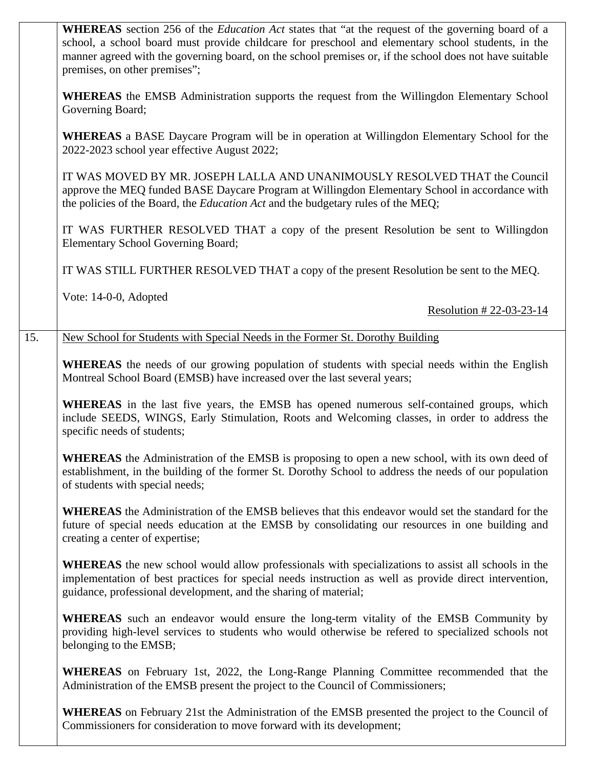**WHEREAS** section 256 of the *Education Act* states that "at the request of the governing board of a school, a school board must provide childcare for preschool and elementary school students, in the manner agreed with the governing board, on the school premises or, if the school does not have suitable premises, on other premises";

**WHEREAS** the EMSB Administration supports the request from the Willingdon Elementary School Governing Board;

**WHEREAS** a BASE Daycare Program will be in operation at Willingdon Elementary School for the 2022-2023 school year effective August 2022;

IT WAS MOVED BY MR. JOSEPH LALLA AND UNANIMOUSLY RESOLVED THAT the Council approve the MEQ funded BASE Daycare Program at Willingdon Elementary School in accordance with the policies of the Board, the *Education Act* and the budgetary rules of the MEQ;

IT WAS FURTHER RESOLVED THAT a copy of the present Resolution be sent to Willingdon Elementary School Governing Board;

IT WAS STILL FURTHER RESOLVED THAT a copy of the present Resolution be sent to the MEQ.

Vote: 14-0-0, Adopted

Resolution # 22-03-23-14

15. New School for Students with Special Needs in the Former St. Dorothy Building

**WHEREAS** the needs of our growing population of students with special needs within the English Montreal School Board (EMSB) have increased over the last several years;

**WHEREAS** in the last five years, the EMSB has opened numerous self-contained groups, which include SEEDS, WINGS, Early Stimulation, Roots and Welcoming classes, in order to address the specific needs of students;

**WHEREAS** the Administration of the EMSB is proposing to open a new school, with its own deed of establishment, in the building of the former St. Dorothy School to address the needs of our population of students with special needs;

**WHEREAS** the Administration of the EMSB believes that this endeavor would set the standard for the future of special needs education at the EMSB by consolidating our resources in one building and creating a center of expertise;

**WHEREAS** the new school would allow professionals with specializations to assist all schools in the implementation of best practices for special needs instruction as well as provide direct intervention, guidance, professional development, and the sharing of material;

**WHEREAS** such an endeavor would ensure the long-term vitality of the EMSB Community by providing high-level services to students who would otherwise be refered to specialized schools not belonging to the EMSB;

**WHEREAS** on February 1st, 2022, the Long-Range Planning Committee recommended that the Administration of the EMSB present the project to the Council of Commissioners;

**WHEREAS** on February 21st the Administration of the EMSB presented the project to the Council of Commissioners for consideration to move forward with its development;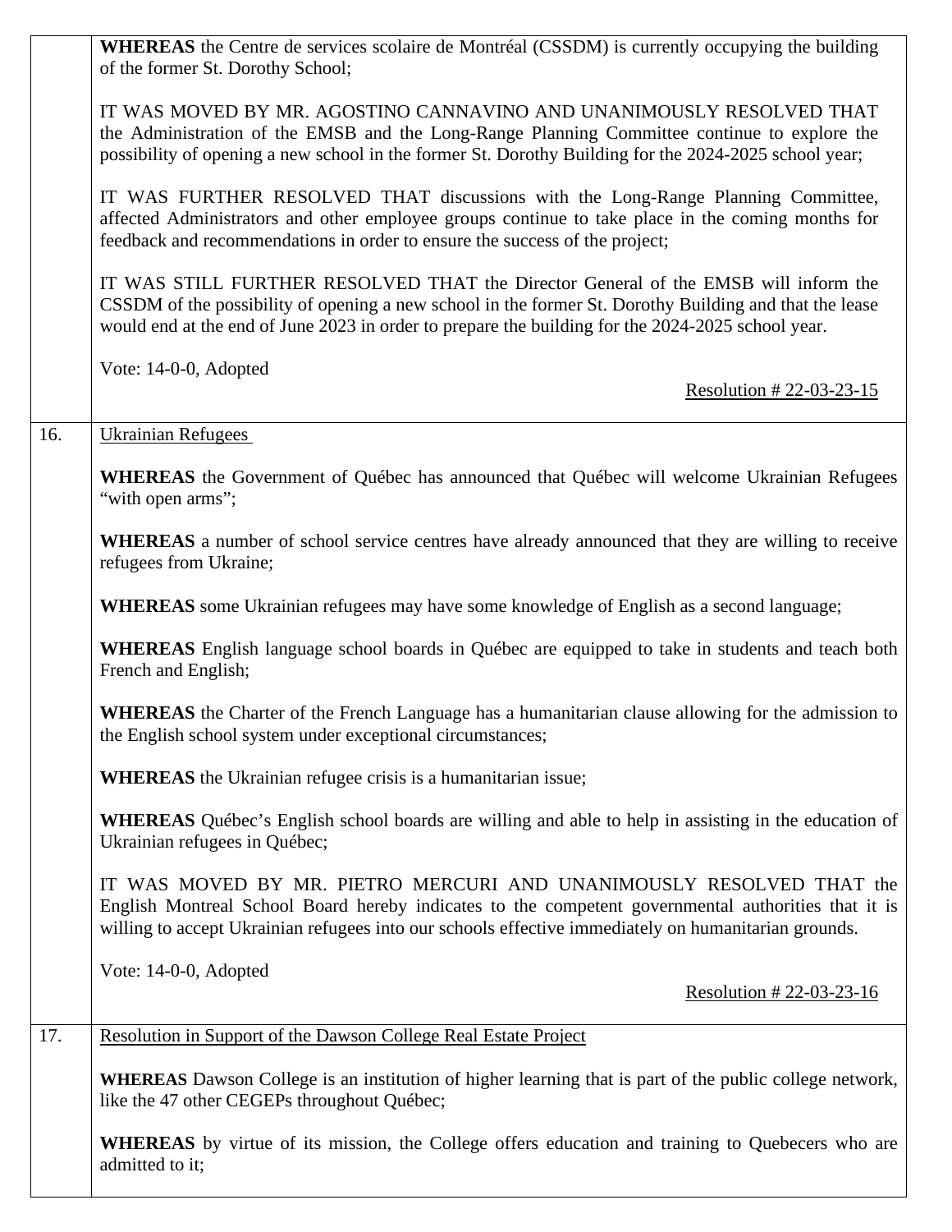| | |
|---|---|
| | **WHEREAS** the Centre de services scolaire de Montréal (CSSDM) is currently occupying the building of the former St. Dorothy School;<br><br>IT WAS MOVED BY MR. AGOSTINO CANNAVINO AND UNANIMOUSLY RESOLVED THAT the Administration of the EMSB and the Long-Range Planning Committee continue to explore the possibility of opening a new school in the former St. Dorothy Building for the 2024-2025 school year;<br><br>IT WAS FURTHER RESOLVED THAT discussions with the Long-Range Planning Committee, affected Administrators and other employee groups continue to take place in the coming months for feedback and recommendations in order to ensure the success of the project;<br><br>IT WAS STILL FURTHER RESOLVED THAT the Director General of the EMSB will inform the CSSDM of the possibility of opening a new school in the former St. Dorothy Building and that the lease would end at the end of June 2023 in order to prepare the building for the 2024-2025 school year.<br><br>Vote: 14-0-0, Adopted<br><br>Resolution # 22-03-23-15 |
| 16. | Ukrainian Refugees<br><br>**WHEREAS** the Government of Québec has announced that Québec will welcome Ukrainian Refugees "with open arms";<br><br>**WHEREAS** a number of school service centres have already announced that they are willing to receive refugees from Ukraine;<br><br>**WHEREAS** some Ukrainian refugees may have some knowledge of English as a second language;<br><br>**WHEREAS** English language school boards in Québec are equipped to take in students and teach both French and English;<br><br>**WHEREAS** the Charter of the French Language has a humanitarian clause allowing for the admission to the English school system under exceptional circumstances;<br><br>**WHEREAS** the Ukrainian refugee crisis is a humanitarian issue;<br><br>**WHEREAS** Québec's English school boards are willing and able to help in assisting in the education of Ukrainian refugees in Québec;<br><br>IT WAS MOVED BY MR. PIETRO MERCURI AND UNANIMOUSLY RESOLVED THAT the English Montreal School Board hereby indicates to the competent governmental authorities that it is willing to accept Ukrainian refugees into our schools effective immediately on humanitarian grounds.<br><br>Vote: 14-0-0, Adopted<br><br>Resolution # 22-03-23-16 |
| 17. | Resolution in Support of the Dawson College Real Estate Project<br><br>**WHEREAS** Dawson College is an institution of higher learning that is part of the public college network, like the 47 other CEGEPs throughout Québec;<br><br>**WHEREAS** by virtue of its mission, the College offers education and training to Quebecers who are admitted to it; |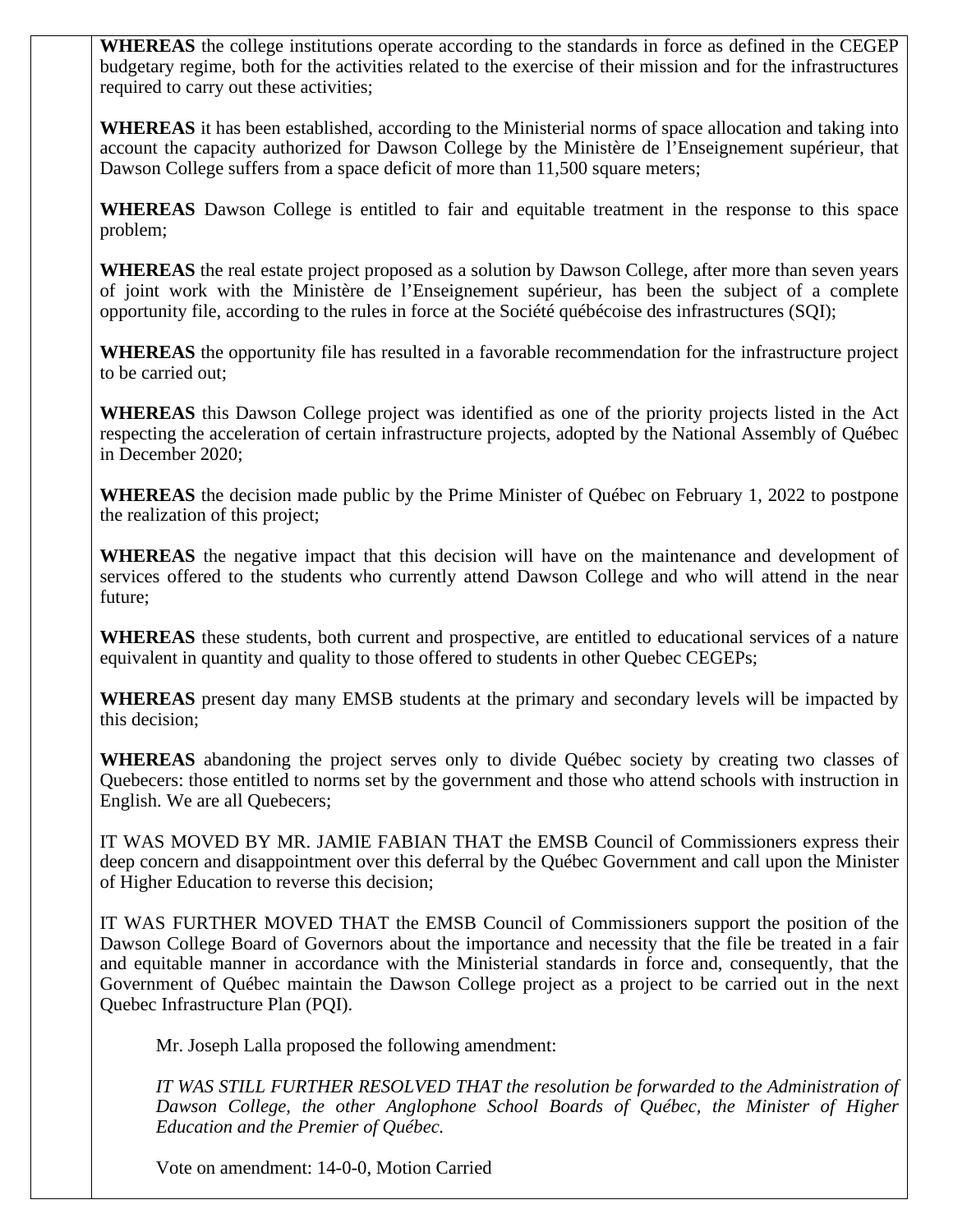**WHEREAS** the college institutions operate according to the standards in force as defined in the CEGEP budgetary regime, both for the activities related to the exercise of their mission and for the infrastructures required to carry out these activities;

**WHEREAS** it has been established, according to the Ministerial norms of space allocation and taking into account the capacity authorized for Dawson College by the Ministère de l'Enseignement supérieur, that Dawson College suffers from a space deficit of more than 11,500 square meters;

**WHEREAS** Dawson College is entitled to fair and equitable treatment in the response to this space problem;

**WHEREAS** the real estate project proposed as a solution by Dawson College, after more than seven years of joint work with the Ministère de l'Enseignement supérieur, has been the subject of a complete opportunity file, according to the rules in force at the Société québécoise des infrastructures (SQI);

**WHEREAS** the opportunity file has resulted in a favorable recommendation for the infrastructure project to be carried out;

**WHEREAS** this Dawson College project was identified as one of the priority projects listed in the Act respecting the acceleration of certain infrastructure projects, adopted by the National Assembly of Québec in December 2020;

**WHEREAS** the decision made public by the Prime Minister of Québec on February 1, 2022 to postpone the realization of this project;

**WHEREAS** the negative impact that this decision will have on the maintenance and development of services offered to the students who currently attend Dawson College and who will attend in the near future;

**WHEREAS** these students, both current and prospective, are entitled to educational services of a nature equivalent in quantity and quality to those offered to students in other Quebec CEGEPs;

**WHEREAS** present day many EMSB students at the primary and secondary levels will be impacted by this decision;

**WHEREAS** abandoning the project serves only to divide Québec society by creating two classes of Quebecers: those entitled to norms set by the government and those who attend schools with instruction in English. We are all Quebecers;

IT WAS MOVED BY MR. JAMIE FABIAN THAT the EMSB Council of Commissioners express their deep concern and disappointment over this deferral by the Québec Government and call upon the Minister of Higher Education to reverse this decision;

IT WAS FURTHER MOVED THAT the EMSB Council of Commissioners support the position of the Dawson College Board of Governors about the importance and necessity that the file be treated in a fair and equitable manner in accordance with the Ministerial standards in force and, consequently, that the Government of Québec maintain the Dawson College project as a project to be carried out in the next Quebec Infrastructure Plan (PQI).

Mr. Joseph Lalla proposed the following amendment:

*IT WAS STILL FURTHER RESOLVED THAT the resolution be forwarded to the Administration of Dawson College, the other Anglophone School Boards of Québec, the Minister of Higher Education and the Premier of Québec.*

Vote on amendment: 14-0-0, Motion Carried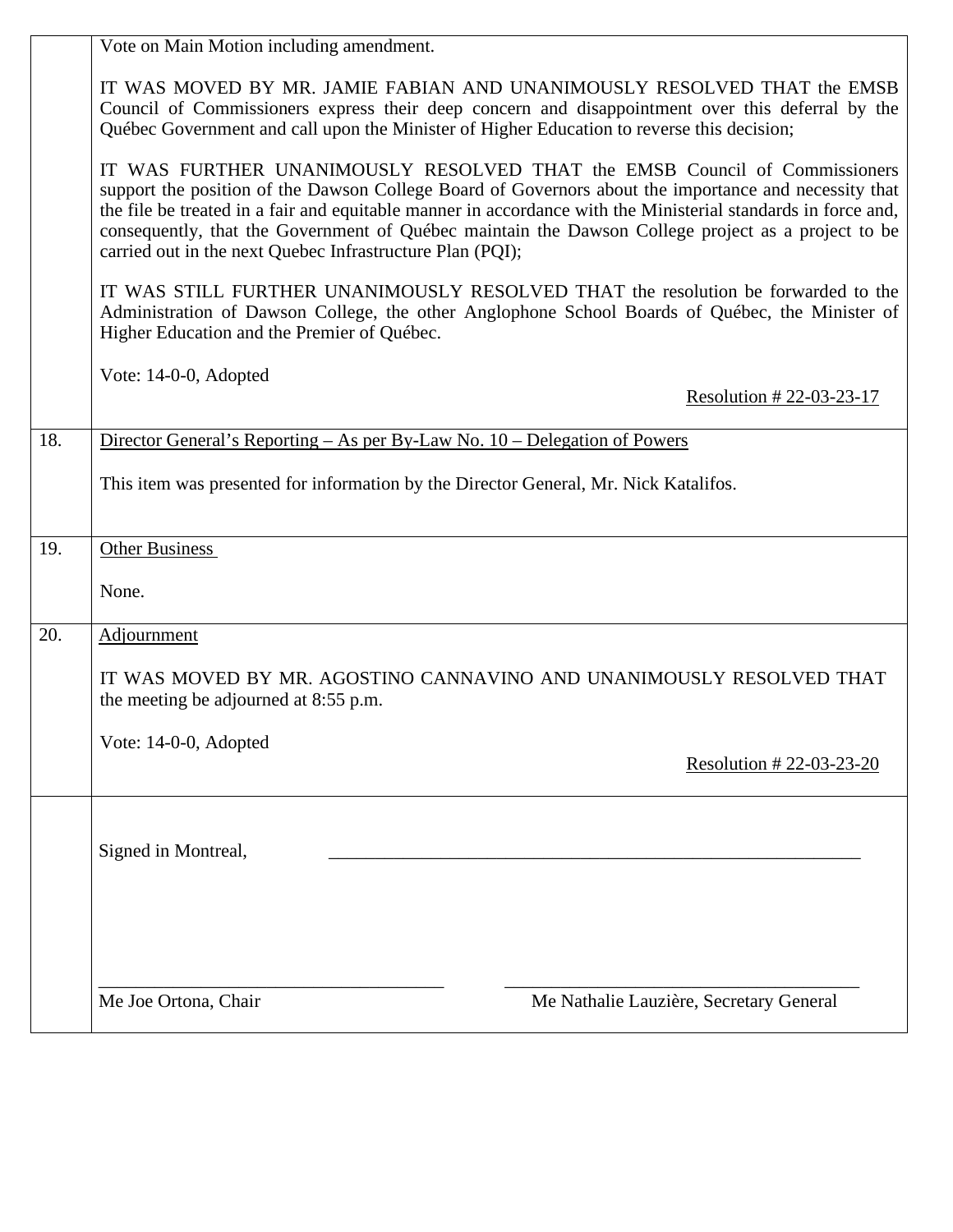| | |
|---|---|
| | Vote on Main Motion including amendment.<br><br>IT WAS MOVED BY MR. JAMIE FABIAN AND UNANIMOUSLY RESOLVED THAT the EMSB Council of Commissioners express their deep concern and disappointment over this deferral by the Québec Government and call upon the Minister of Higher Education to reverse this decision;<br><br>IT WAS FURTHER UNANIMOUSLY RESOLVED THAT the EMSB Council of Commissioners support the position of the Dawson College Board of Governors about the importance and necessity that the file be treated in a fair and equitable manner in accordance with the Ministerial standards in force and, consequently, that the Government of Québec maintain the Dawson College project as a project to be carried out in the next Quebec Infrastructure Plan (PQI);<br><br>IT WAS STILL FURTHER UNANIMOUSLY RESOLVED THAT the resolution be forwarded to the Administration of Dawson College, the other Anglophone School Boards of Québec, the Minister of Higher Education and the Premier of Québec.<br><br>Vote: 14-0-0, Adopted<br><br>Resolution # 22-03-23-17 |
| 18. | Director General's Reporting – As per By-Law No. 10 – Delegation of Powers<br><br>This item was presented for information by the Director General, Mr. Nick Katalifos. |
| 19. | Other Business<br><br>None. |
| 20. | Adjournment<br><br>IT WAS MOVED BY MR. AGOSTINO CANNAVINO AND UNANIMOUSLY RESOLVED THAT the meeting be adjourned at 8:55 p.m.<br><br>Vote: 14-0-0, Adopted<br><br>Resolution # 22-03-23-20 |
| | Signed in Montreal, \_\_\_\_\_\_\_\_\_\_\_\_\_\_\_\_\_\_\_\_\_\_\_\_\_\_\_\_\_\_<br><br>\_\_\_\_\_\_\_\_\_\_\_\_\_\_\_\_\_\_\_\_\_\_\_\_ \_\_\_\_\_\_\_\_\_\_\_\_\_\_\_\_\_\_\_\_\_\_\_\_<br>Me Joe Ortona, Chair Me Nathalie Lauzière, Secretary General |